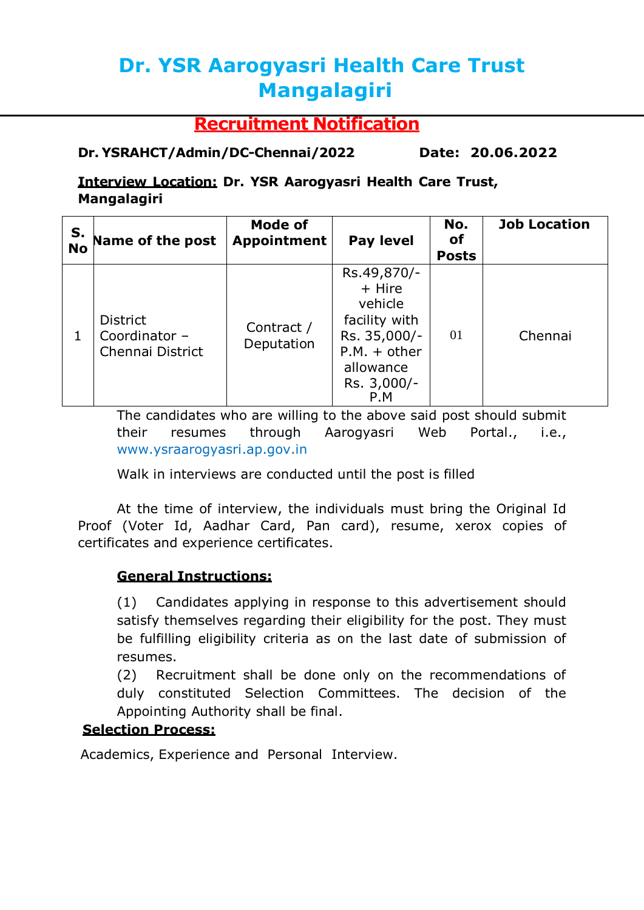# Dr. YSR Aarogyasri Health Care Trust Mangalagiri

## Recruitment Notification

**Dr. YSRAHCT/Admin/DC-Chennai/2022** **Date: 20.06.2022**

**Interview Location:** **Dr. YSR Aarogyasri Health Care Trust, Mangalagiri**

| S. No | Name of the post | Mode of Appointment | Pay level | No. of Posts | Job Location |
|---|---|---|---|---|---|
| 1 | District Coordinator – Chennai District | Contract / Deputation | Rs.49,870/- + Hire vehicle facility with Rs. 35,000/- P.M. + other allowance Rs. 3,000/- P.M | 01 | Chennai |

The candidates who are willing to the above said post should submit their resumes through Aarogyasri Web Portal., i.e., www.ysraarogyasri.ap.gov.in

Walk in interviews are conducted until the post is filled

At the time of interview, the individuals must bring the Original Id Proof (Voter Id, Aadhar Card, Pan card), resume, xerox copies of certificates and experience certificates.

**General Instructions:**

(1) Candidates applying in response to this advertisement should satisfy themselves regarding their eligibility for the post. They must be fulfilling eligibility criteria as on the last date of submission of resumes.

(2) Recruitment shall be done only on the recommendations of duly constituted Selection Committees. The decision of the Appointing Authority shall be final.

**Selection Process:**

Academics, Experience and Personal Interview.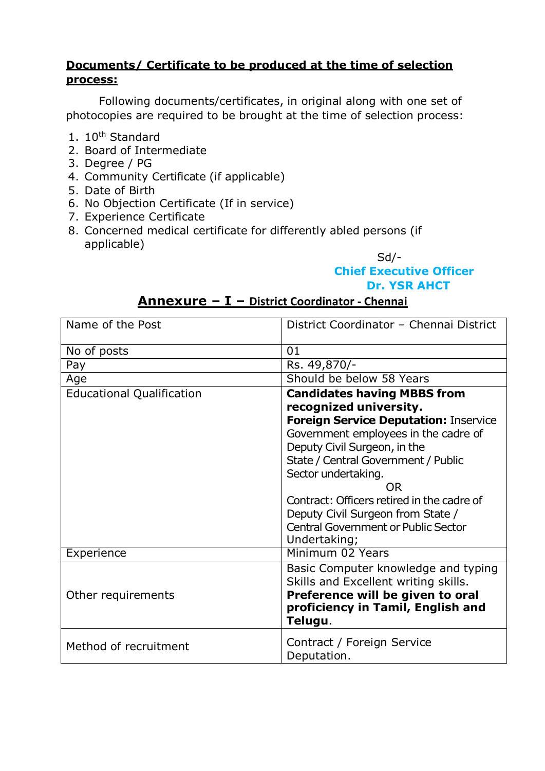**Documents/ Certificate to be produced at the time of selection process:**

Following documents/certificates, in original along with one set of photocopies are required to be brought at the time of selection process:

1. 10th Standard
2. Board of Intermediate
3. Degree / PG
4. Community Certificate (if applicable)
5. Date of Birth
6. No Objection Certificate (If in service)
7. Experience Certificate
8. Concerned medical certificate for differently abled persons (if applicable)

Sd/-
**Chief Executive Officer**
**Dr. YSR AHCT**

## Annexure – I – District Coordinator - Chennai

| | |
|---|---|
| Name of the Post | District Coordinator – Chennai District |
| No of posts | 01 |
| Pay | Rs. 49,870/- |
| Age | Should be below 58 Years |
| Educational Qualification | **Candidates having MBBS from recognized university.** **Foreign Service Deputation:** Inservice Government employees in the cadre of Deputy Civil Surgeon, in the State / Central Government / Public Sector undertaking. OR Contract: Officers retired in the cadre of Deputy Civil Surgeon from State / Central Government or Public Sector Undertaking; |
| Experience | Minimum 02 Years |
| Other requirements | Basic Computer knowledge and typing Skills and Excellent writing skills. **Preference will be given to oral proficiency in Tamil, English and Telugu**. |
| Method of recruitment | Contract / Foreign Service Deputation. |